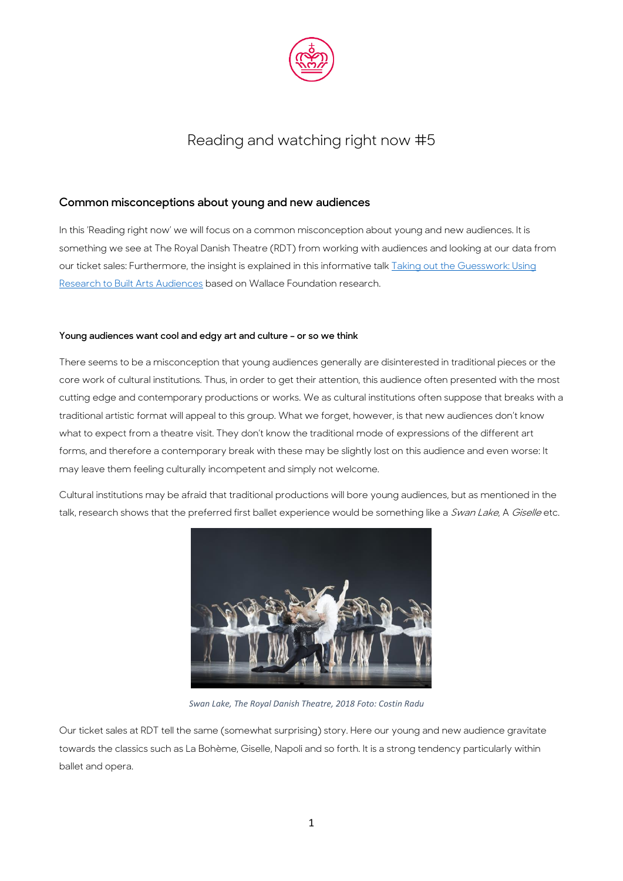# Reading and watching right now #5

## Common misconceptions about young and new audiences

In this 'Reading right now' we will focus on a common misconception about young and new audiences. It is something we see at The Royal Danish Theatre (RDT) from working with audiences and looking at our data from our ticket sales: Furthermore, the insight is explained in this informative talk [Taking out the Guesswork: Using Research to Built Arts Audiences] based on Wallace Foundation research.

### Young audiences want cool and edgy art and culture – or so we think

There seems to be a misconception that young audiences generally are disinterested in traditional pieces or the core work of cultural institutions. Thus, in order to get their attention, this audience often presented with the most cutting edge and contemporary productions or works. We as cultural institutions often suppose that breaks with a traditional artistic format will appeal to this group. What we forget, however, is that new audiences don't know what to expect from a theatre visit. They don't know the traditional mode of expressions of the different art forms, and therefore a contemporary break with these may be slightly lost on this audience and even worse: It may leave them feeling culturally incompetent and simply not welcome.

Cultural institutions may be afraid that traditional productions will bore young audiences, but as mentioned in the talk, research shows that the preferred first ballet experience would be something like a *Swan Lake*, A *Giselle* etc.

*Swan Lake, The Royal Danish Theatre, 2018 Foto: Costin Radu*

Our ticket sales at RDT tell the same (somewhat surprising) story. Here our young and new audience gravitate towards the classics such as La Bohème, Giselle, Napoli and so forth. It is a strong tendency particularly within ballet and opera.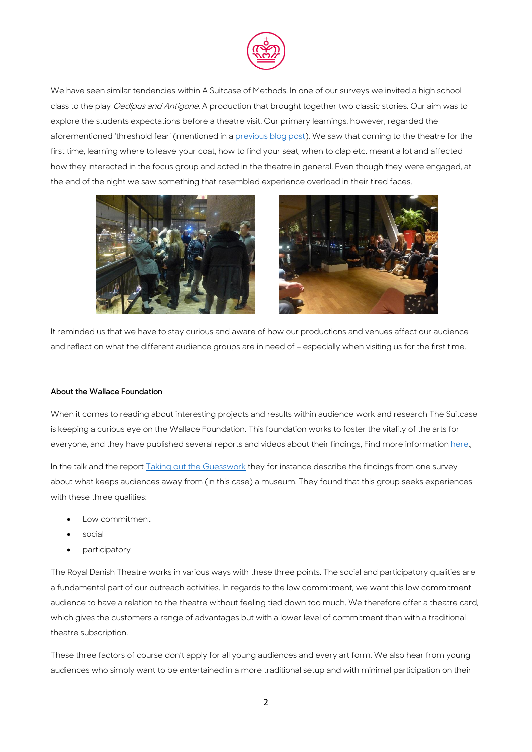We have seen similar tendencies within A Suitcase of Methods. In one of our surveys we invited a high school class to the play *Oedipus and Antigone*. A production that brought together two classic stories. Our aim was to explore the students expectations before a theatre visit. Our primary learnings, however, regarded the aforementioned 'threshold fear' (mentioned in a previous blog post). We saw that coming to the theatre for the first time, learning where to leave your coat, how to find your seat, when to clap etc. meant a lot and affected how they interacted in the focus group and acted in the theatre in general. Even though they were engaged, at the end of the night we saw something that resembled experience overload in their tired faces.

It reminded us that we have to stay curious and aware of how our productions and venues affect our audience and reflect on what the different audience groups are in need of – especially when visiting us for the first time.

**About the Wallace Foundation**

When it comes to reading about interesting projects and results within audience work and research The Suitcase is keeping a curious eye on the Wallace Foundation. This foundation works to foster the vitality of the arts for everyone, and they have published several reports and videos about their findings, Find more information here.,

In the talk and the report Taking out the Guesswork they for instance describe the findings from one survey about what keeps audiences away from (in this case) a museum. They found that this group seeks experiences with these three qualities:

- Low commitment
- social
- participatory

The Royal Danish Theatre works in various ways with these three points. The social and participatory qualities are a fundamental part of our outreach activities. In regards to the low commitment, we want this low commitment audience to have a relation to the theatre without feeling tied down too much. We therefore offer a theatre card, which gives the customers a range of advantages but with a lower level of commitment than with a traditional theatre subscription.

These three factors of course don't apply for all young audiences and every art form. We also hear from young audiences who simply want to be entertained in a more traditional setup and with minimal participation on their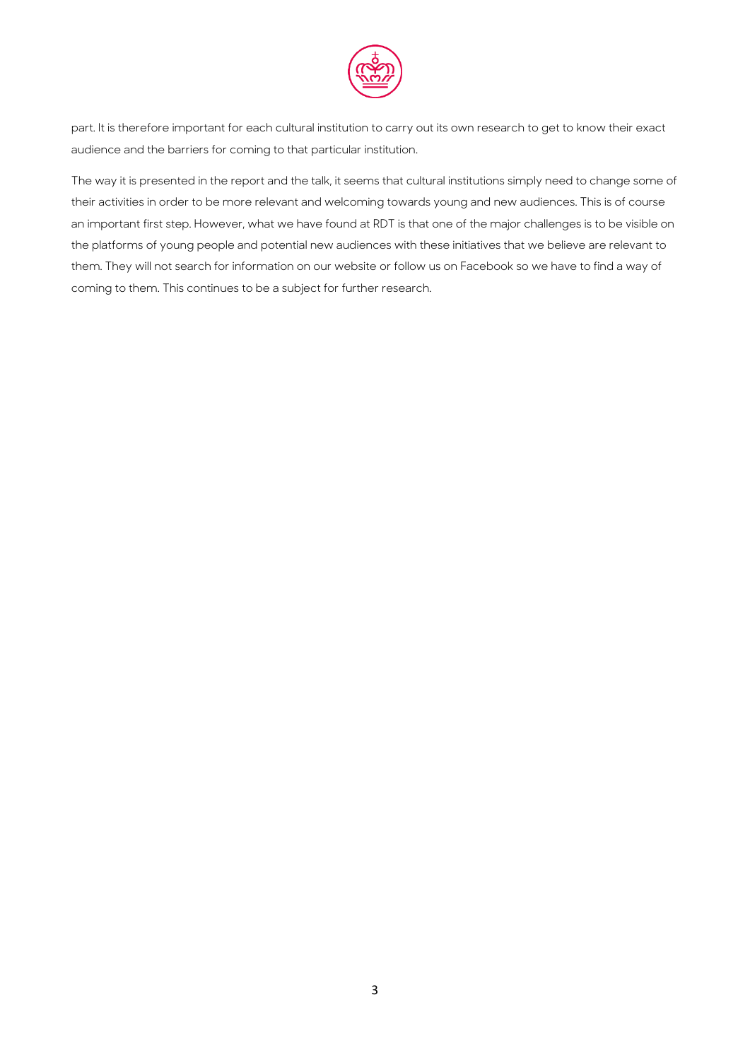part. It is therefore important for each cultural institution to carry out its own research to get to know their exact audience and the barriers for coming to that particular institution.

The way it is presented in the report and the talk, it seems that cultural institutions simply need to change some of their activities in order to be more relevant and welcoming towards young and new audiences. This is of course an important first step. However, what we have found at RDT is that one of the major challenges is to be visible on the platforms of young people and potential new audiences with these initiatives that we believe are relevant to them. They will not search for information on our website or follow us on Facebook so we have to find a way of coming to them. This continues to be a subject for further research.